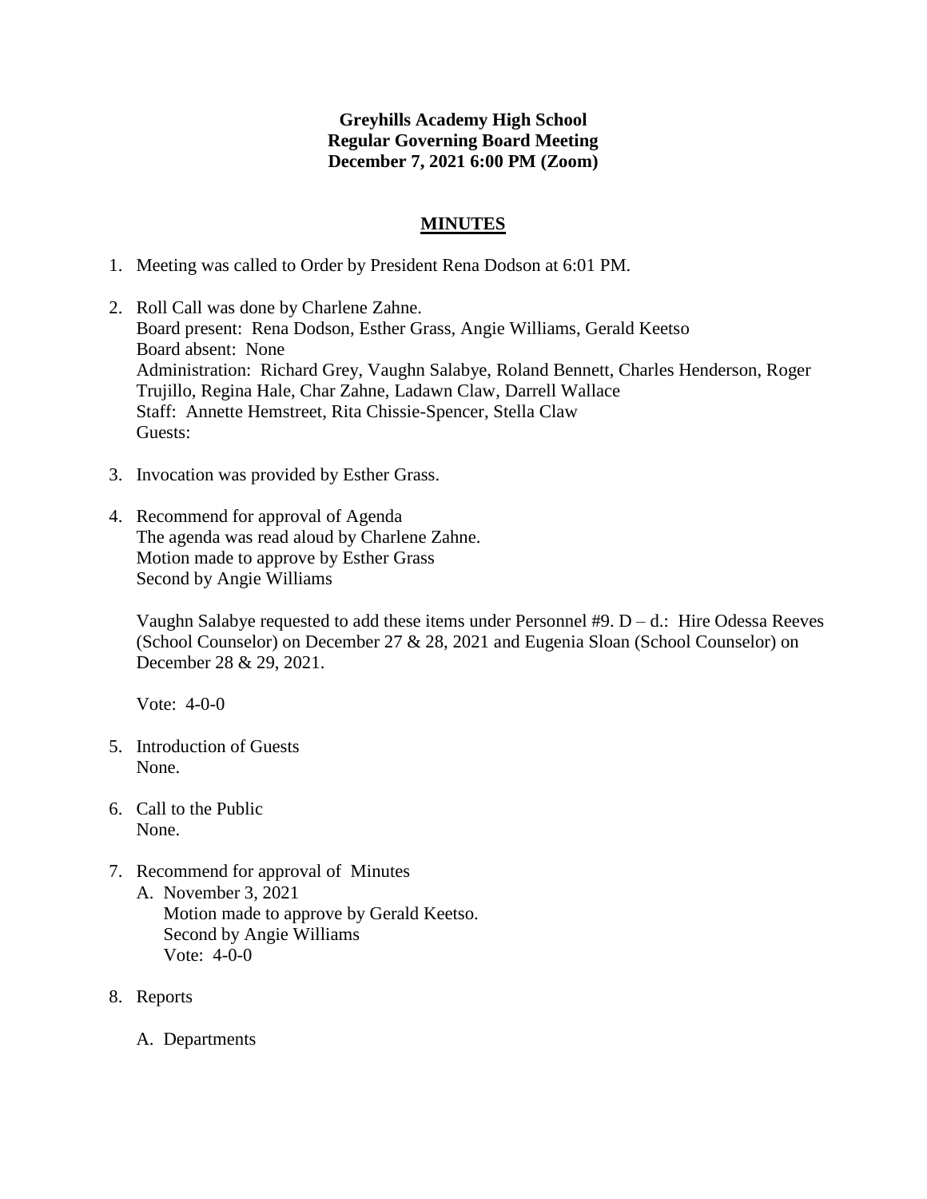**Greyhills Academy High School**
**Regular Governing Board Meeting**
**December 7, 2021 6:00 PM (Zoom)**

## MINUTES

1. Meeting was called to Order by President Rena Dodson at 6:01 PM.

2. Roll Call was done by Charlene Zahne.
   Board present: Rena Dodson, Esther Grass, Angie Williams, Gerald Keetso
   Board absent: None
   Administration: Richard Grey, Vaughn Salabye, Roland Bennett, Charles Henderson, Roger Trujillo, Regina Hale, Char Zahne, Ladawn Claw, Darrell Wallace
   Staff: Annette Hemstreet, Rita Chissie-Spencer, Stella Claw
   Guests:

3. Invocation was provided by Esther Grass.

4. Recommend for approval of Agenda
   The agenda was read aloud by Charlene Zahne.
   Motion made to approve by Esther Grass
   Second by Angie Williams

   Vaughn Salabye requested to add these items under Personnel #9. D – d.: Hire Odessa Reeves (School Counselor) on December 27 & 28, 2021 and Eugenia Sloan (School Counselor) on December 28 & 29, 2021.

   Vote: 4-0-0

5. Introduction of Guests
   None.

6. Call to the Public
   None.

7. Recommend for approval of Minutes
   A. November 3, 2021
      Motion made to approve by Gerald Keetso.
      Second by Angie Williams
      Vote: 4-0-0

8. Reports

   A. Departments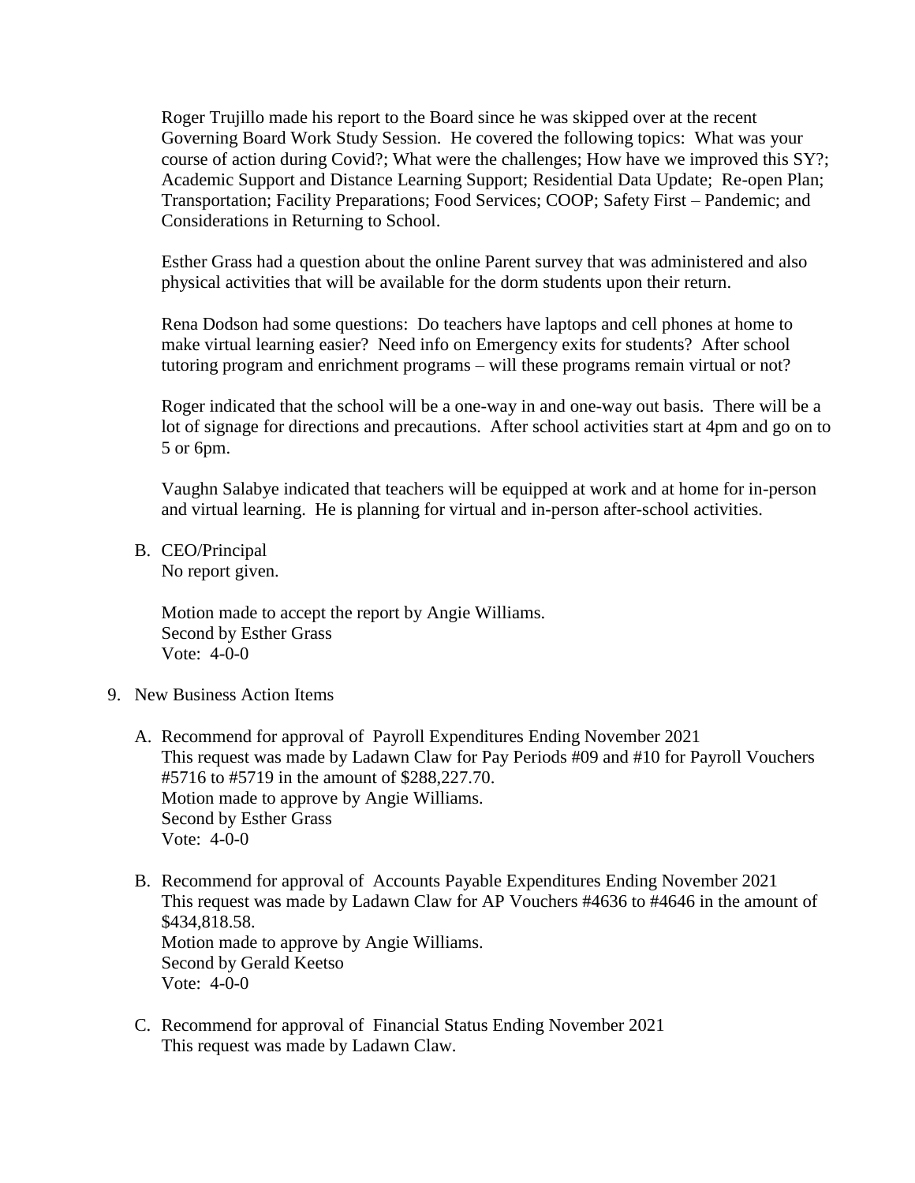Roger Trujillo made his report to the Board since he was skipped over at the recent Governing Board Work Study Session. He covered the following topics: What was your course of action during Covid?; What were the challenges; How have we improved this SY?; Academic Support and Distance Learning Support; Residential Data Update; Re-open Plan; Transportation; Facility Preparations; Food Services; COOP; Safety First – Pandemic; and Considerations in Returning to School.

Esther Grass had a question about the online Parent survey that was administered and also physical activities that will be available for the dorm students upon their return.

Rena Dodson had some questions: Do teachers have laptops and cell phones at home to make virtual learning easier? Need info on Emergency exits for students? After school tutoring program and enrichment programs – will these programs remain virtual or not?

Roger indicated that the school will be a one-way in and one-way out basis. There will be a lot of signage for directions and precautions. After school activities start at 4pm and go on to 5 or 6pm.

Vaughn Salabye indicated that teachers will be equipped at work and at home for in-person and virtual learning. He is planning for virtual and in-person after-school activities.

B. CEO/Principal
   No report given.

   Motion made to accept the report by Angie Williams.
   Second by Esther Grass
   Vote: 4-0-0

9. New Business Action Items

   A. Recommend for approval of Payroll Expenditures Ending November 2021
      This request was made by Ladawn Claw for Pay Periods #09 and #10 for Payroll Vouchers #5716 to #5719 in the amount of $288,227.70.
      Motion made to approve by Angie Williams.
      Second by Esther Grass
      Vote: 4-0-0

   B. Recommend for approval of Accounts Payable Expenditures Ending November 2021
      This request was made by Ladawn Claw for AP Vouchers #4636 to #4646 in the amount of $434,818.58.
      Motion made to approve by Angie Williams.
      Second by Gerald Keetso
      Vote: 4-0-0

   C. Recommend for approval of Financial Status Ending November 2021
      This request was made by Ladawn Claw.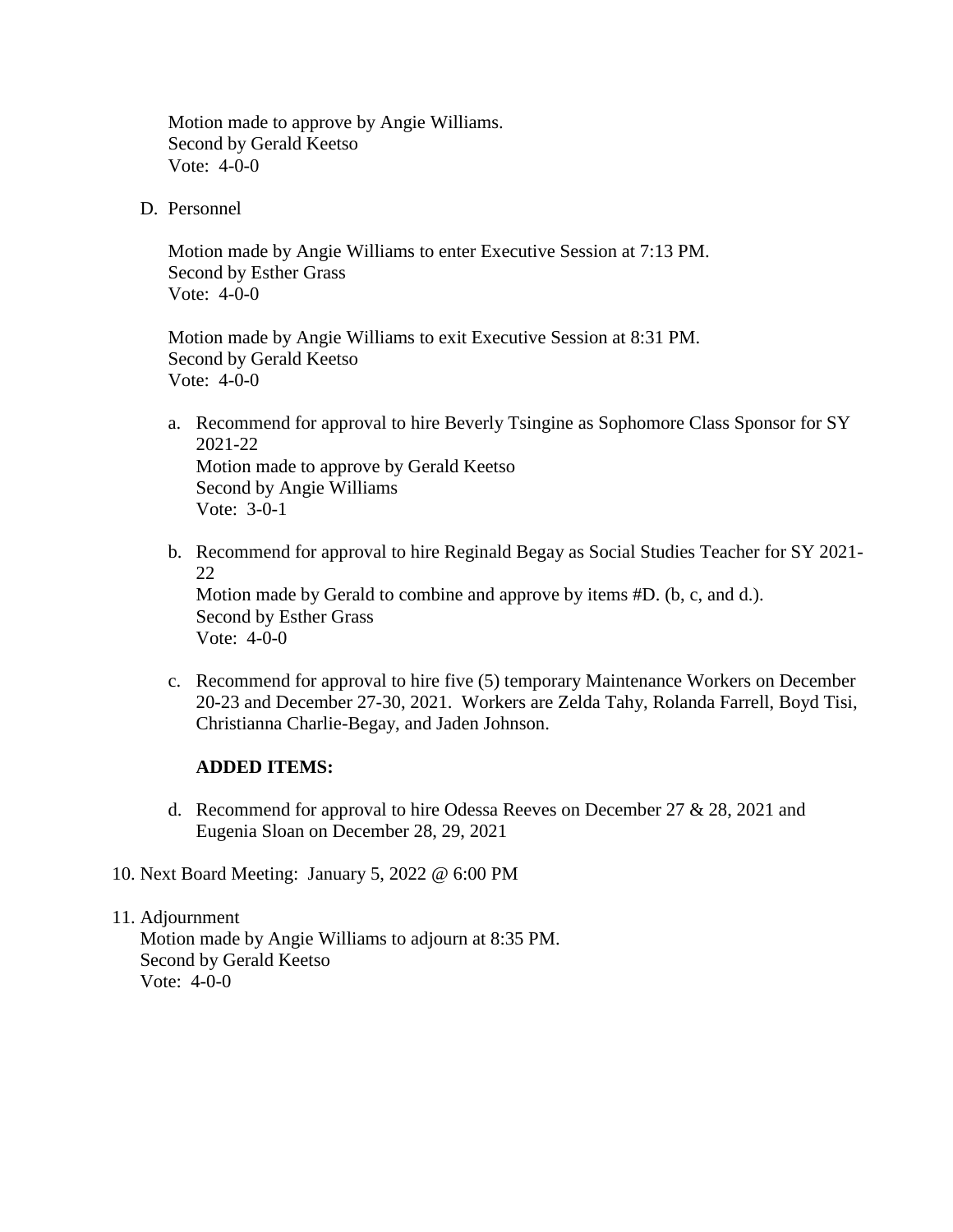Motion made to approve by Angie Williams.
Second by Gerald Keetso
Vote: 4-0-0

D. Personnel

Motion made by Angie Williams to enter Executive Session at 7:13 PM.
Second by Esther Grass
Vote: 4-0-0

Motion made by Angie Williams to exit Executive Session at 8:31 PM.
Second by Gerald Keetso
Vote: 4-0-0

a. Recommend for approval to hire Beverly Tsingine as Sophomore Class Sponsor for SY 2021-22
   Motion made to approve by Gerald Keetso
   Second by Angie Williams
   Vote: 3-0-1

b. Recommend for approval to hire Reginald Begay as Social Studies Teacher for SY 2021-22
   Motion made by Gerald to combine and approve by items #D. (b, c, and d.).
   Second by Esther Grass
   Vote: 4-0-0

c. Recommend for approval to hire five (5) temporary Maintenance Workers on December 20-23 and December 27-30, 2021. Workers are Zelda Tahy, Rolanda Farrell, Boyd Tisi, Christianna Charlie-Begay, and Jaden Johnson.

**ADDED ITEMS:**

d. Recommend for approval to hire Odessa Reeves on December 27 & 28, 2021 and Eugenia Sloan on December 28, 29, 2021

10. Next Board Meeting: January 5, 2022 @ 6:00 PM

11. Adjournment
    Motion made by Angie Williams to adjourn at 8:35 PM.
    Second by Gerald Keetso
    Vote: 4-0-0